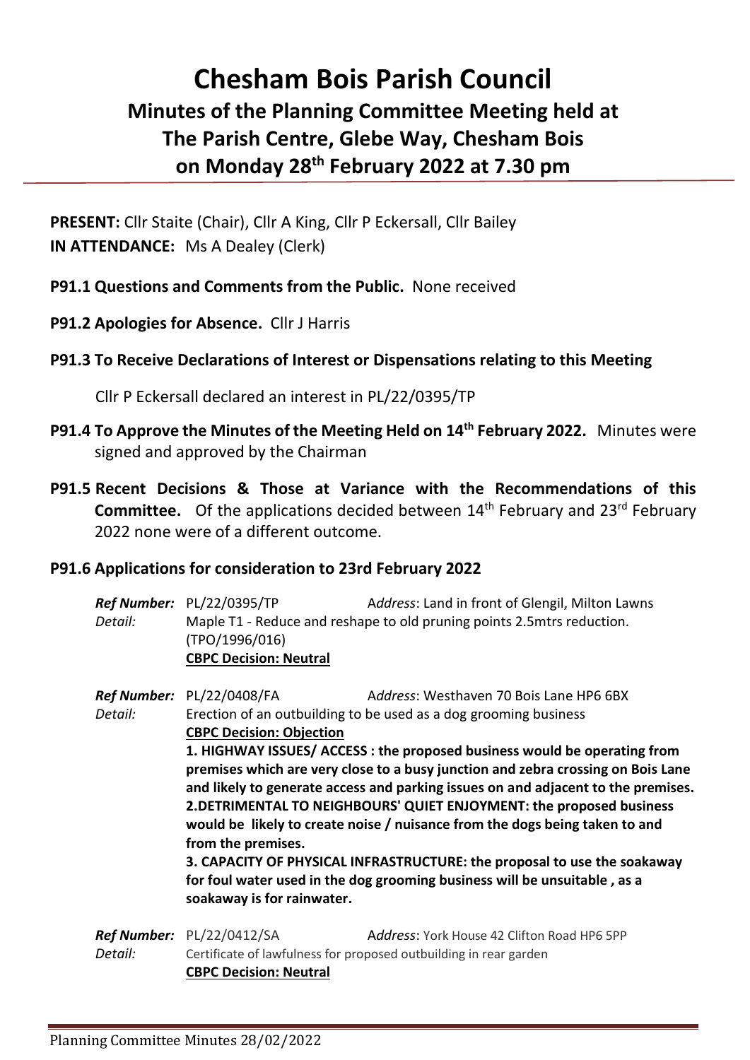# Chesham Bois Parish Council

## Minutes of the Planning Committee Meeting held at The Parish Centre, Glebe Way, Chesham Bois on Monday 28th February 2022 at 7.30 pm

**PRESENT:** Cllr Staite (Chair), Cllr A King, Cllr P Eckersall, Cllr Bailey
**IN ATTENDANCE:** Ms A Dealey (Clerk)

**P91.1 Questions and Comments from the Public.** None received

**P91.2 Apologies for Absence.** Cllr J Harris

**P91.3 To Receive Declarations of Interest or Dispensations relating to this Meeting**

Cllr P Eckersall declared an interest in PL/22/0395/TP

**P91.4 To Approve the Minutes of the Meeting Held on 14th February 2022.** Minutes were signed and approved by the Chairman

**P91.5 Recent Decisions & Those at Variance with the Recommendations of this Committee.** Of the applications decided between 14th February and 23rd February 2022 none were of a different outcome.

**P91.6 Applications for consideration to 23rd February 2022**

***Ref Number:*** PL/22/0395/TP *Address*: Land in front of Glengil, Milton Lawns
*Detail:* Maple T1 - Reduce and reshape to old pruning points 2.5mtrs reduction. (TPO/1996/016)
**CBPC Decision: Neutral**

***Ref Number:*** PL/22/0408/FA *Address*: Westhaven 70 Bois Lane HP6 6BX
*Detail:* Erection of an outbuilding to be used as a dog grooming business
**CBPC Decision: Objection**
**1. HIGHWAY ISSUES/ ACCESS : the proposed business would be operating from premises which are very close to a busy junction and zebra crossing on Bois Lane and likely to generate access and parking issues on and adjacent to the premises.**
**2.DETRIMENTAL TO NEIGHBOURS' QUIET ENJOYMENT: the proposed business would be likely to create noise / nuisance from the dogs being taken to and from the premises.**
**3. CAPACITY OF PHYSICAL INFRASTRUCTURE: the proposal to use the soakaway for foul water used in the dog grooming business will be unsuitable , as a soakaway is for rainwater.**

***Ref Number:*** PL/22/0412/SA *Address*: York House 42 Clifton Road HP6 5PP
*Detail:* Certificate of lawfulness for proposed outbuilding in rear garden
**CBPC Decision: Neutral**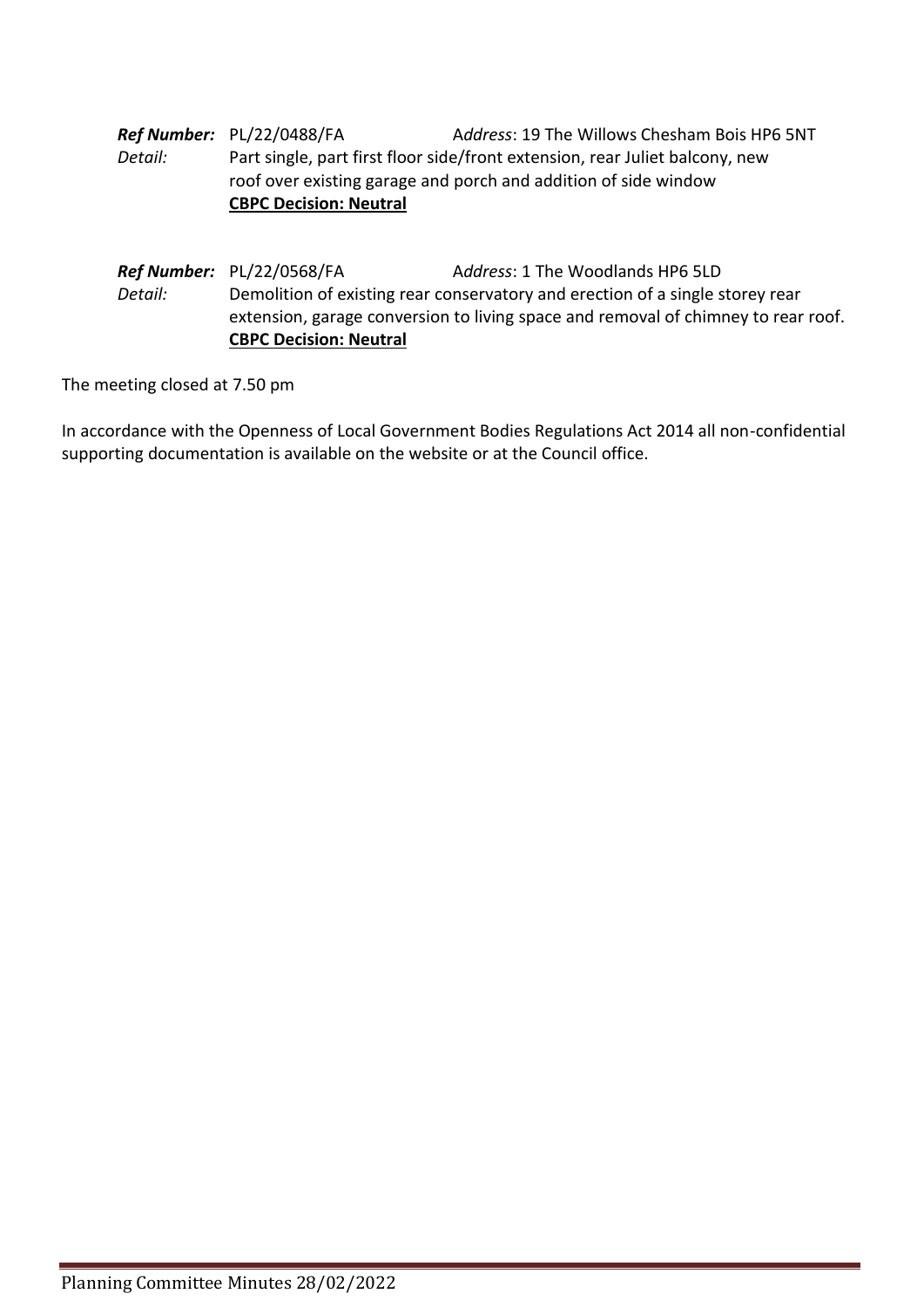***Ref Number:*** PL/22/0488/FA A*ddress*: 19 The Willows Chesham Bois HP6 5NT

*Detail:* Part single, part first floor side/front extension, rear Juliet balcony, new roof over existing garage and porch and addition of side window

**CBPC Decision: Neutral**

***Ref Number:*** PL/22/0568/FA A*ddress*: 1 The Woodlands HP6 5LD

*Detail:* Demolition of existing rear conservatory and erection of a single storey rear extension, garage conversion to living space and removal of chimney to rear roof.

**CBPC Decision: Neutral**

The meeting closed at 7.50 pm

In accordance with the Openness of Local Government Bodies Regulations Act 2014 all non-confidential supporting documentation is available on the website or at the Council office.